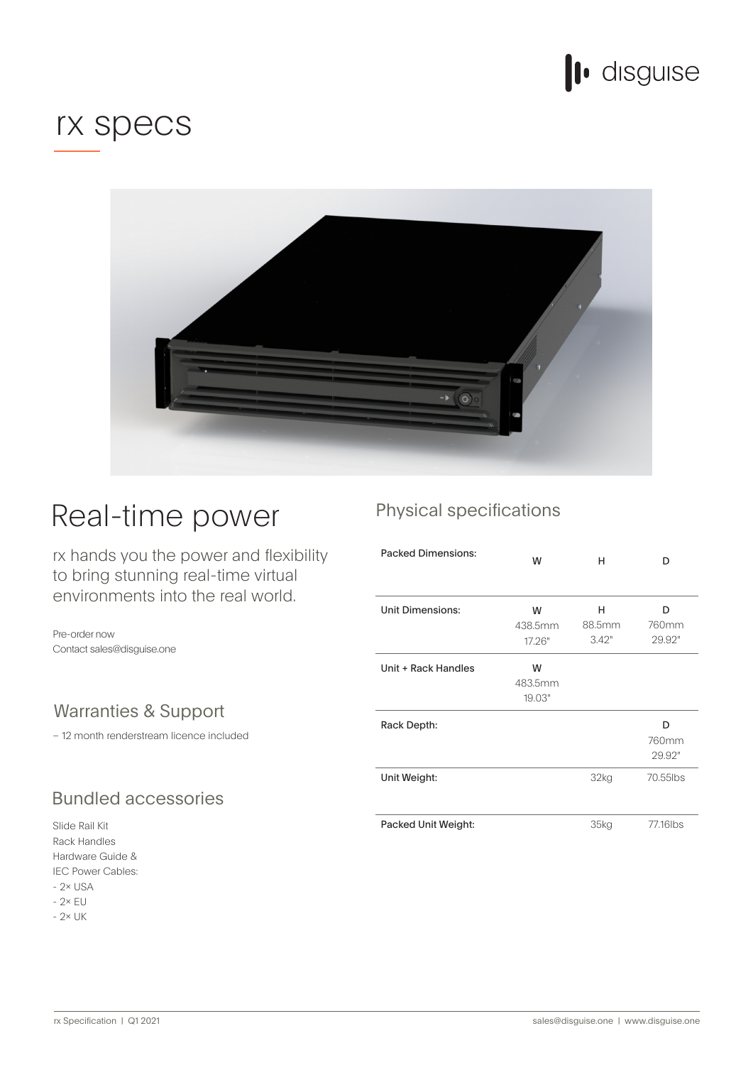# rx specs

## Real-time power

rx hands you the power and flexibility to bring stunning real-time virtual environments into the real world.

Pre-order now
Contact sales@disguise.one

### Warranties & Support

– 12 month renderstream licence included

### Bundled accessories

Slide Rail Kit
Rack Handles
Hardware Guide &
IEC Power Cables:
- 2× USA
- 2× EU
- 2× UK

## Physical specifications

| | W | H | D |
|---|---|---|---|
| Packed Dimensions: | | | |
| Unit Dimensions: | 438.5mm<br>17.26" | 88.5mm<br>3.42" | 760mm<br>29.92" |
| Unit + Rack Handles | 483.5mm<br>19.03" | | |
| Rack Depth: | | | 760mm<br>29.92" |
| Unit Weight: | | 32kg | 70.55lbs |
| Packed Unit Weight: | | 35kg | 77.16lbs |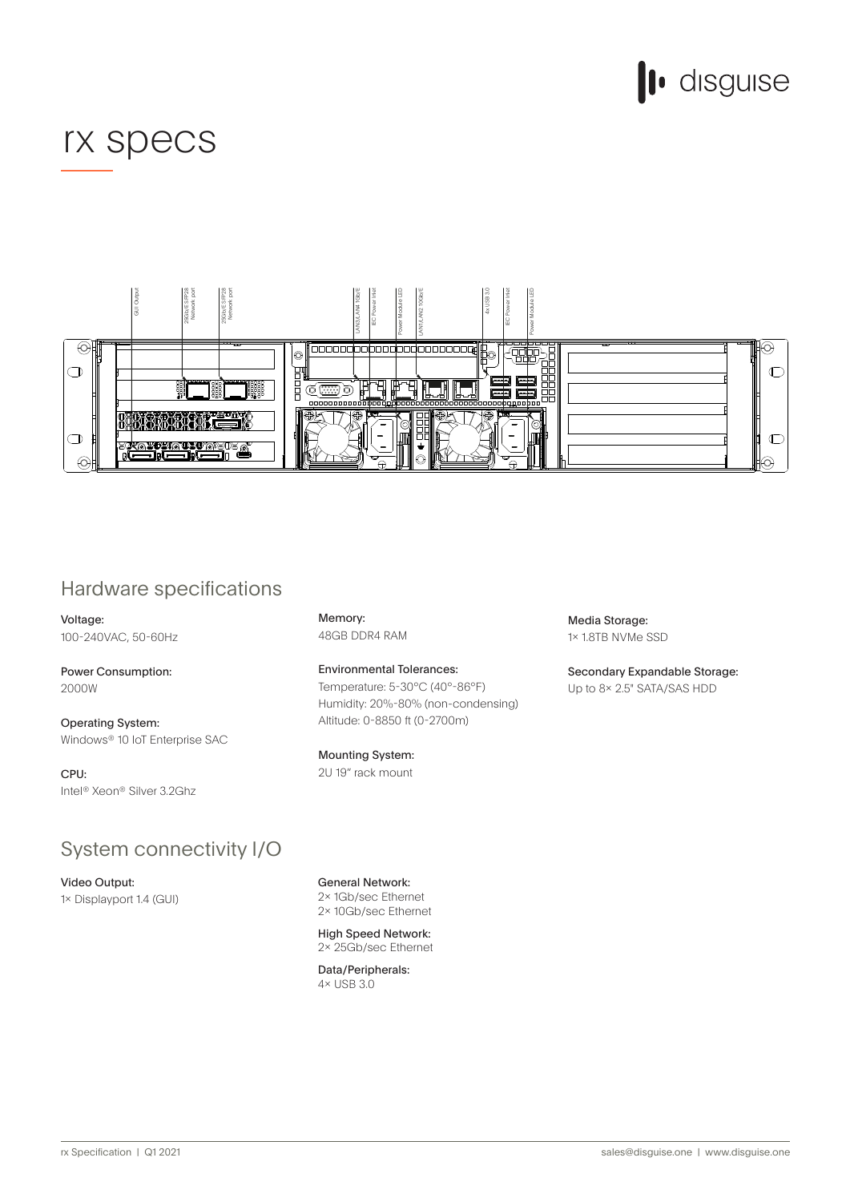# rx specs

GUI Output
25Gb/E SFP28 Network port
25Gb/E SFP28 Network port
LAN3/LAN4 1GbE
IEC Power Inlet
Power Module LED
LAN1/LAN2 10GbE
4x USB 3.0
IEC Power Inlet
Power Module LED

## Hardware specifications

**Voltage:**
100-240VAC, 50-60Hz

**Power Consumption:**
2000W

**Operating System:**
Windows® 10 IoT Enterprise SAC

**CPU:**
Intel® Xeon® Silver 3.2Ghz

**Memory:**
48GB DDR4 RAM

**Environmental Tolerances:**
Temperature: 5-30°C (40°-86°F)
Humidity: 20%-80% (non-condensing)
Altitude: 0-8850 ft (0-2700m)

**Mounting System:**
2U 19" rack mount

**Media Storage:**
1× 1.8TB NVMe SSD

**Secondary Expandable Storage:**
Up to 8× 2.5" SATA/SAS HDD

## System connectivity I/O

**Video Output:**
1× Displayport 1.4 (GUI)

**General Network:**
2× 1Gb/sec Ethernet
2× 10Gb/sec Ethernet

**High Speed Network:**
2× 25Gb/sec Ethernet

**Data/Peripherals:**
4× USB 3.0